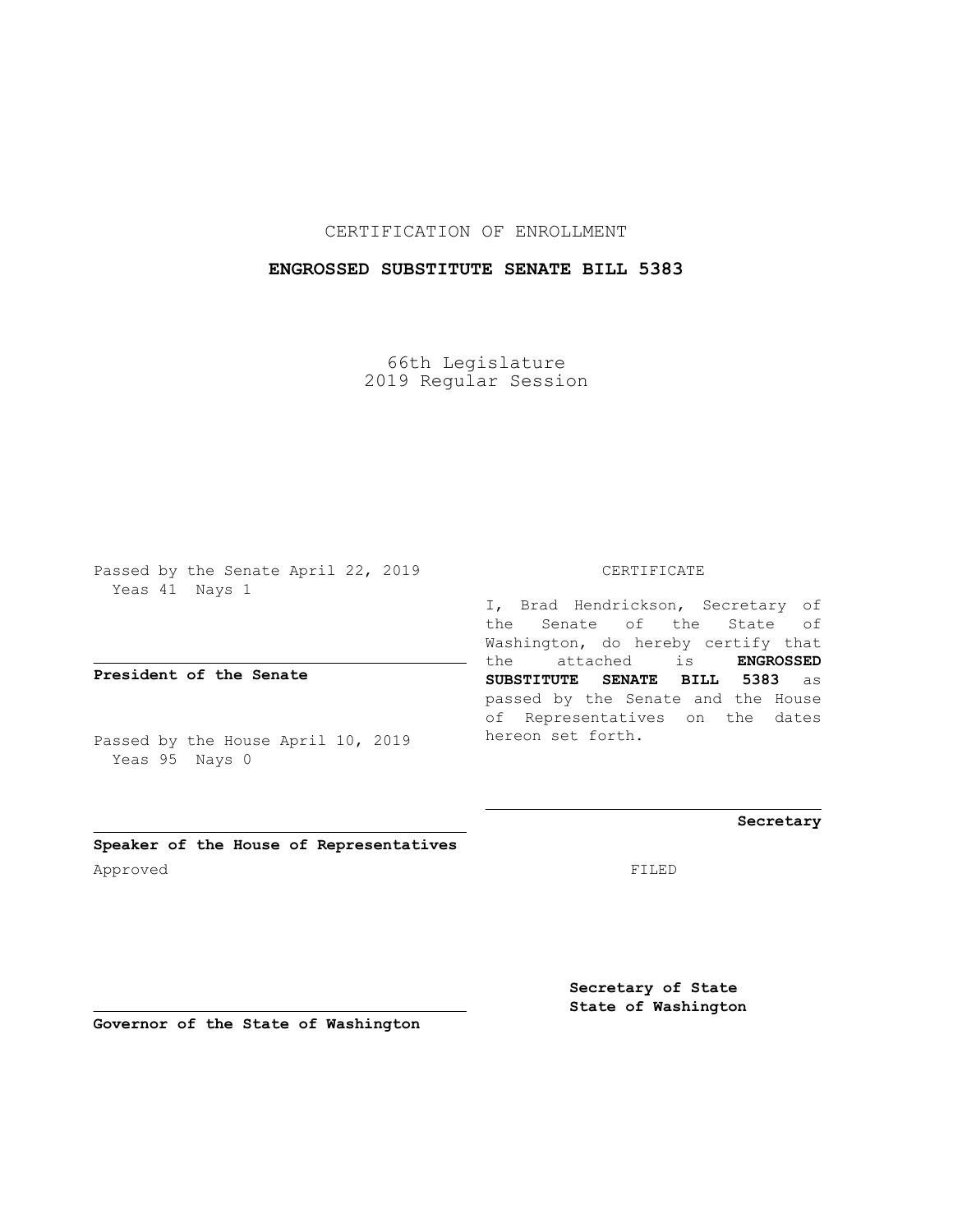CERTIFICATION OF ENROLLMENT

# ENGROSSED SUBSTITUTE SENATE BILL 5383

66th Legislature
2019 Regular Session

Passed by the Senate April 22, 2019
Yeas 41 Nays 1

**President of the Senate**

Passed by the House April 10, 2019
Yeas 95 Nays 0

**Speaker of the House of Representatives**

Approved

**Governor of the State of Washington**

CERTIFICATE

I, Brad Hendrickson, Secretary of the Senate of the State of Washington, do hereby certify that the attached is **ENGROSSED SUBSTITUTE SENATE BILL 5383** as passed by the Senate and the House of Representatives on the dates hereon set forth.

**Secretary**

FILED

**Secretary of State**
**State of Washington**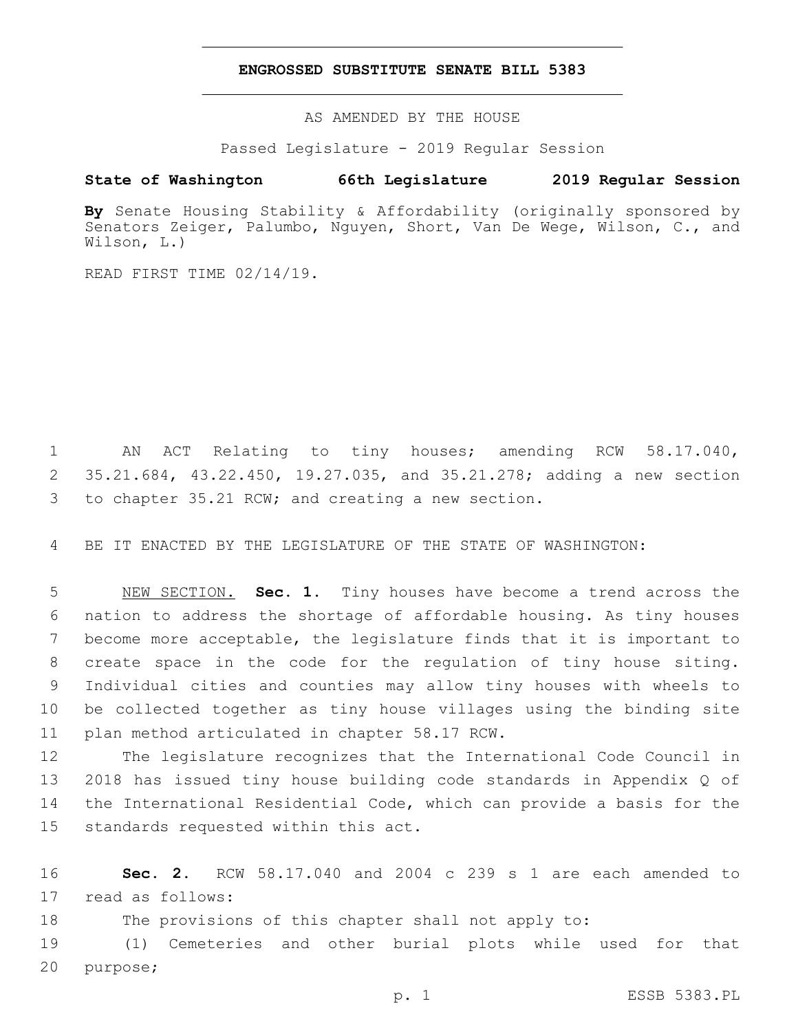# ENGROSSED SUBSTITUTE SENATE BILL 5383

AS AMENDED BY THE HOUSE

Passed Legislature - 2019 Regular Session

**State of Washington 66th Legislature 2019 Regular Session**

**By** Senate Housing Stability & Affordability (originally sponsored by Senators Zeiger, Palumbo, Nguyen, Short, Van De Wege, Wilson, C., and Wilson, L.)

READ FIRST TIME 02/14/19.

AN ACT Relating to tiny houses; amending RCW 58.17.040, 35.21.684, 43.22.450, 19.27.035, and 35.21.278; adding a new section to chapter 35.21 RCW; and creating a new section.

BE IT ENACTED BY THE LEGISLATURE OF THE STATE OF WASHINGTON:

NEW SECTION. **Sec. 1.** Tiny houses have become a trend across the nation to address the shortage of affordable housing. As tiny houses become more acceptable, the legislature finds that it is important to create space in the code for the regulation of tiny house siting. Individual cities and counties may allow tiny houses with wheels to be collected together as tiny house villages using the binding site plan method articulated in chapter 58.17 RCW.

The legislature recognizes that the International Code Council in 2018 has issued tiny house building code standards in Appendix Q of the International Residential Code, which can provide a basis for the standards requested within this act.

**Sec. 2.** RCW 58.17.040 and 2004 c 239 s 1 are each amended to read as follows:

The provisions of this chapter shall not apply to:

(1) Cemeteries and other burial plots while used for that purpose;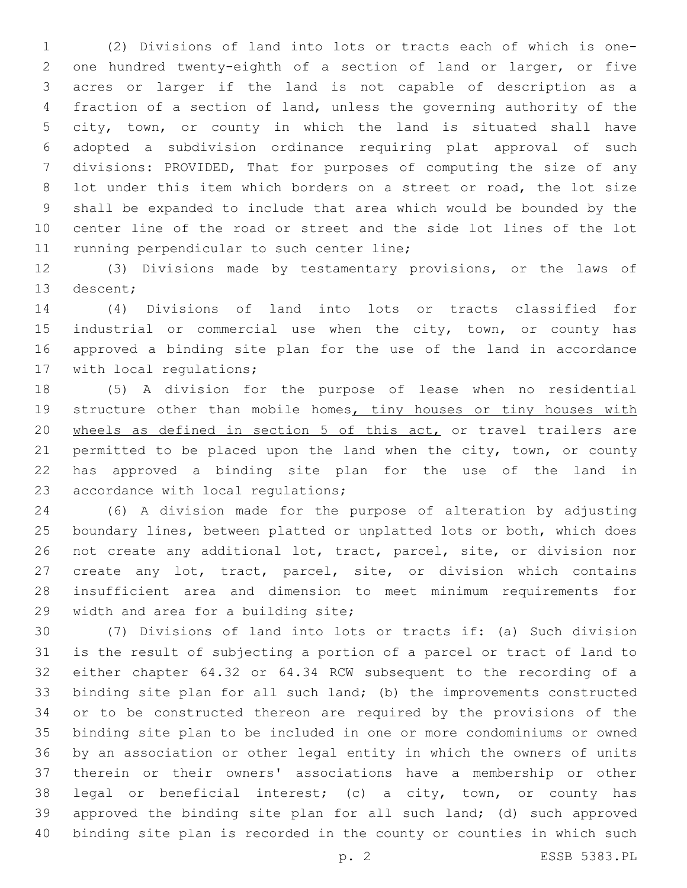(2) Divisions of land into lots or tracts each of which is one-one hundred twenty-eighth of a section of land or larger, or five acres or larger if the land is not capable of description as a fraction of a section of land, unless the governing authority of the city, town, or county in which the land is situated shall have adopted a subdivision ordinance requiring plat approval of such divisions: PROVIDED, That for purposes of computing the size of any lot under this item which borders on a street or road, the lot size shall be expanded to include that area which would be bounded by the center line of the road or street and the side lot lines of the lot running perpendicular to such center line;

(3) Divisions made by testamentary provisions, or the laws of descent;

(4) Divisions of land into lots or tracts classified for industrial or commercial use when the city, town, or county has approved a binding site plan for the use of the land in accordance with local regulations;

(5) A division for the purpose of lease when no residential structure other than mobile homes, tiny houses or tiny houses with wheels as defined in section 5 of this act, or travel trailers are permitted to be placed upon the land when the city, town, or county has approved a binding site plan for the use of the land in accordance with local regulations;

(6) A division made for the purpose of alteration by adjusting boundary lines, between platted or unplatted lots or both, which does not create any additional lot, tract, parcel, site, or division nor create any lot, tract, parcel, site, or division which contains insufficient area and dimension to meet minimum requirements for width and area for a building site;

(7) Divisions of land into lots or tracts if: (a) Such division is the result of subjecting a portion of a parcel or tract of land to either chapter 64.32 or 64.34 RCW subsequent to the recording of a binding site plan for all such land; (b) the improvements constructed or to be constructed thereon are required by the provisions of the binding site plan to be included in one or more condominiums or owned by an association or other legal entity in which the owners of units therein or their owners' associations have a membership or other legal or beneficial interest; (c) a city, town, or county has approved the binding site plan for all such land; (d) such approved binding site plan is recorded in the county or counties in which such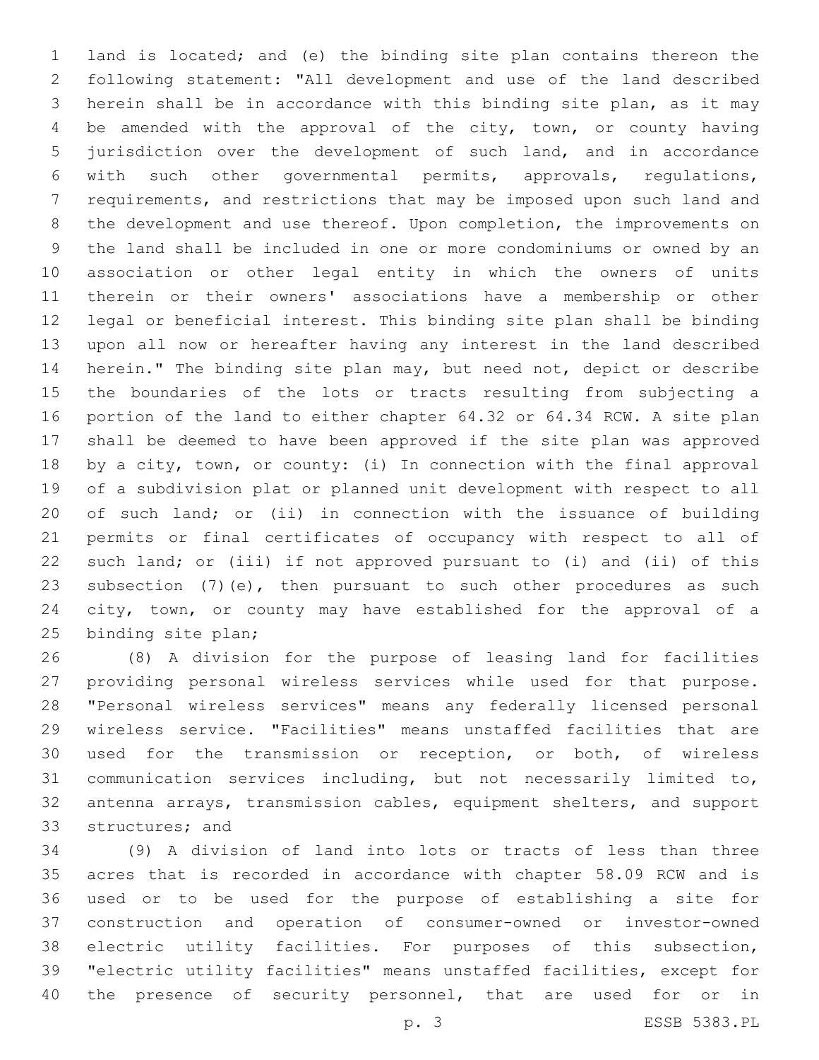land is located; and (e) the binding site plan contains thereon the following statement: "All development and use of the land described herein shall be in accordance with this binding site plan, as it may be amended with the approval of the city, town, or county having jurisdiction over the development of such land, and in accordance with such other governmental permits, approvals, regulations, requirements, and restrictions that may be imposed upon such land and the development and use thereof. Upon completion, the improvements on the land shall be included in one or more condominiums or owned by an association or other legal entity in which the owners of units therein or their owners' associations have a membership or other legal or beneficial interest. This binding site plan shall be binding upon all now or hereafter having any interest in the land described herein." The binding site plan may, but need not, depict or describe the boundaries of the lots or tracts resulting from subjecting a portion of the land to either chapter 64.32 or 64.34 RCW. A site plan shall be deemed to have been approved if the site plan was approved by a city, town, or county: (i) In connection with the final approval of a subdivision plat or planned unit development with respect to all of such land; or (ii) in connection with the issuance of building permits or final certificates of occupancy with respect to all of such land; or (iii) if not approved pursuant to (i) and (ii) of this subsection (7)(e), then pursuant to such other procedures as such city, town, or county may have established for the approval of a binding site plan;

(8) A division for the purpose of leasing land for facilities providing personal wireless services while used for that purpose. "Personal wireless services" means any federally licensed personal wireless service. "Facilities" means unstaffed facilities that are used for the transmission or reception, or both, of wireless communication services including, but not necessarily limited to, antenna arrays, transmission cables, equipment shelters, and support structures; and

(9) A division of land into lots or tracts of less than three acres that is recorded in accordance with chapter 58.09 RCW and is used or to be used for the purpose of establishing a site for construction and operation of consumer-owned or investor-owned electric utility facilities. For purposes of this subsection, "electric utility facilities" means unstaffed facilities, except for the presence of security personnel, that are used for or in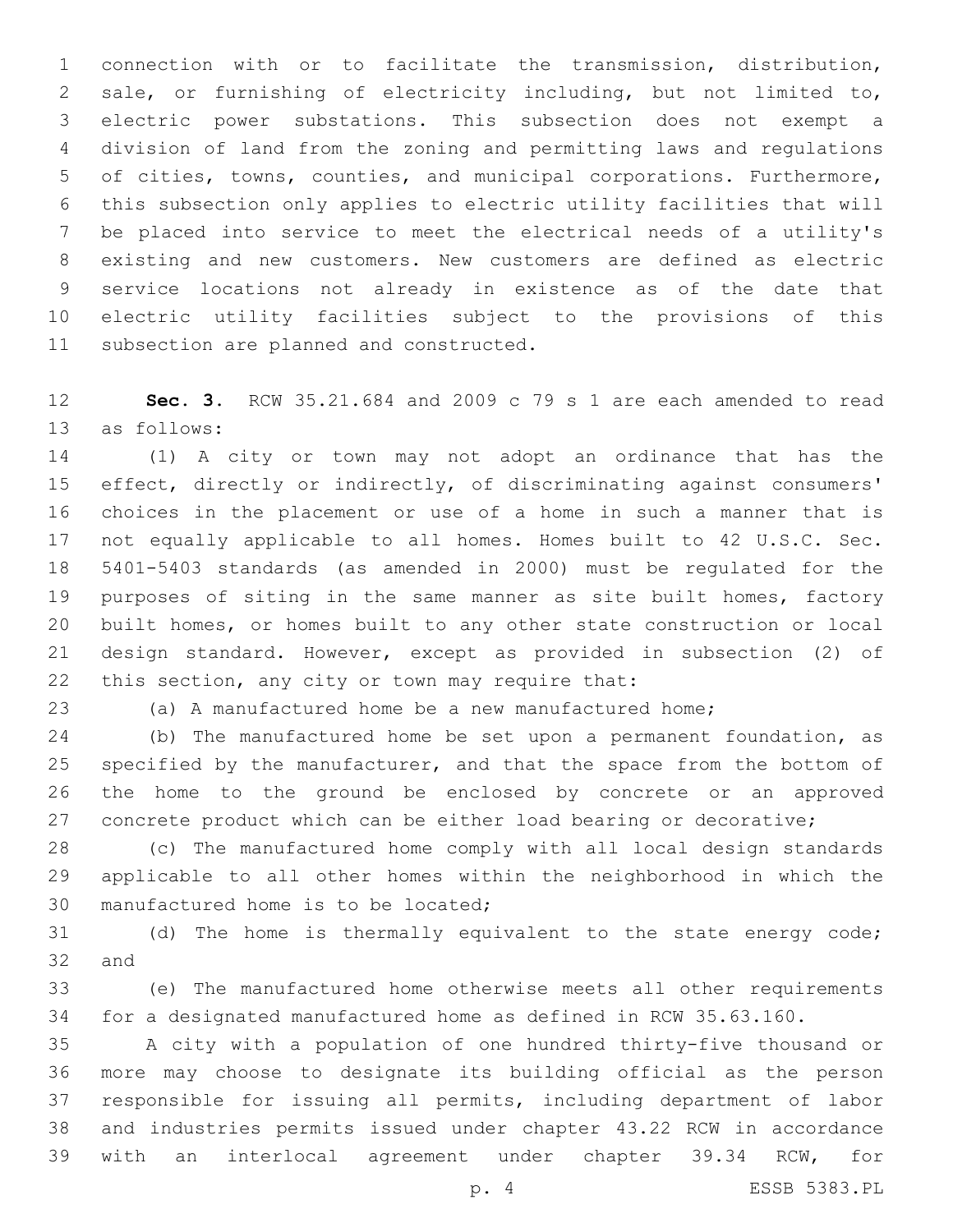connection with or to facilitate the transmission, distribution, sale, or furnishing of electricity including, but not limited to, electric power substations. This subsection does not exempt a division of land from the zoning and permitting laws and regulations of cities, towns, counties, and municipal corporations. Furthermore, this subsection only applies to electric utility facilities that will be placed into service to meet the electrical needs of a utility's existing and new customers. New customers are defined as electric service locations not already in existence as of the date that electric utility facilities subject to the provisions of this subsection are planned and constructed.

**Sec. 3.** RCW 35.21.684 and 2009 c 79 s 1 are each amended to read as follows:

(1) A city or town may not adopt an ordinance that has the effect, directly or indirectly, of discriminating against consumers' choices in the placement or use of a home in such a manner that is not equally applicable to all homes. Homes built to 42 U.S.C. Sec. 5401-5403 standards (as amended in 2000) must be regulated for the purposes of siting in the same manner as site built homes, factory built homes, or homes built to any other state construction or local design standard. However, except as provided in subsection (2) of this section, any city or town may require that:

(a) A manufactured home be a new manufactured home;

(b) The manufactured home be set upon a permanent foundation, as specified by the manufacturer, and that the space from the bottom of the home to the ground be enclosed by concrete or an approved concrete product which can be either load bearing or decorative;

(c) The manufactured home comply with all local design standards applicable to all other homes within the neighborhood in which the manufactured home is to be located;

(d) The home is thermally equivalent to the state energy code; and

(e) The manufactured home otherwise meets all other requirements for a designated manufactured home as defined in RCW 35.63.160.

A city with a population of one hundred thirty-five thousand or more may choose to designate its building official as the person responsible for issuing all permits, including department of labor and industries permits issued under chapter 43.22 RCW in accordance with an interlocal agreement under chapter 39.34 RCW, for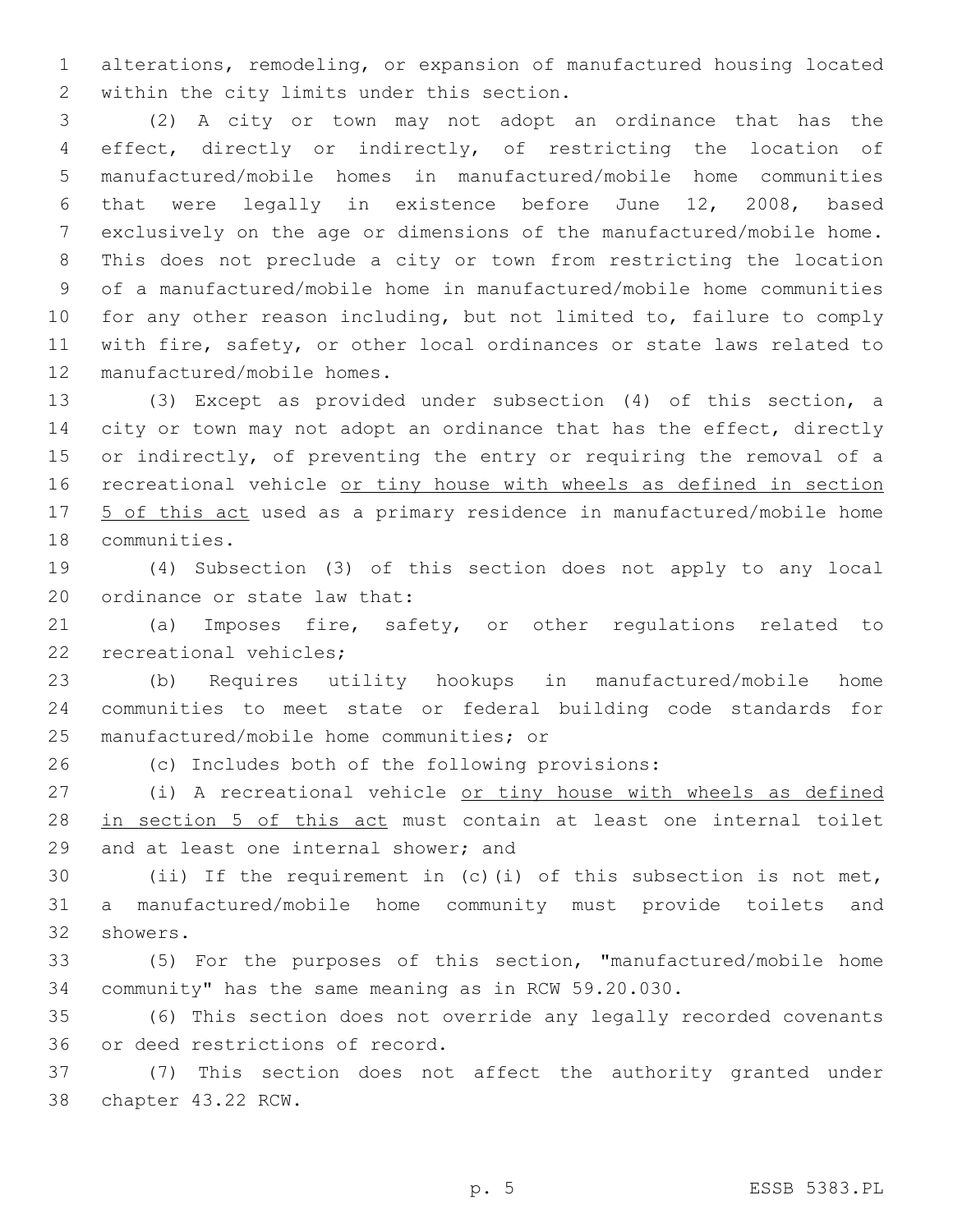alterations, remodeling, or expansion of manufactured housing located within the city limits under this section.

(2) A city or town may not adopt an ordinance that has the effect, directly or indirectly, of restricting the location of manufactured/mobile homes in manufactured/mobile home communities that were legally in existence before June 12, 2008, based exclusively on the age or dimensions of the manufactured/mobile home. This does not preclude a city or town from restricting the location of a manufactured/mobile home in manufactured/mobile home communities for any other reason including, but not limited to, failure to comply with fire, safety, or other local ordinances or state laws related to manufactured/mobile homes.

(3) Except as provided under subsection (4) of this section, a city or town may not adopt an ordinance that has the effect, directly or indirectly, of preventing the entry or requiring the removal of a recreational vehicle <u>or tiny house with wheels as defined in section 5 of this act</u> used as a primary residence in manufactured/mobile home communities.

(4) Subsection (3) of this section does not apply to any local ordinance or state law that:

(a) Imposes fire, safety, or other regulations related to recreational vehicles;

(b) Requires utility hookups in manufactured/mobile home communities to meet state or federal building code standards for manufactured/mobile home communities; or

(c) Includes both of the following provisions:

(i) A recreational vehicle <u>or tiny house with wheels as defined in section 5 of this act</u> must contain at least one internal toilet and at least one internal shower; and

(ii) If the requirement in (c)(i) of this subsection is not met, a manufactured/mobile home community must provide toilets and showers.

(5) For the purposes of this section, "manufactured/mobile home community" has the same meaning as in RCW 59.20.030.

(6) This section does not override any legally recorded covenants or deed restrictions of record.

(7) This section does not affect the authority granted under chapter 43.22 RCW.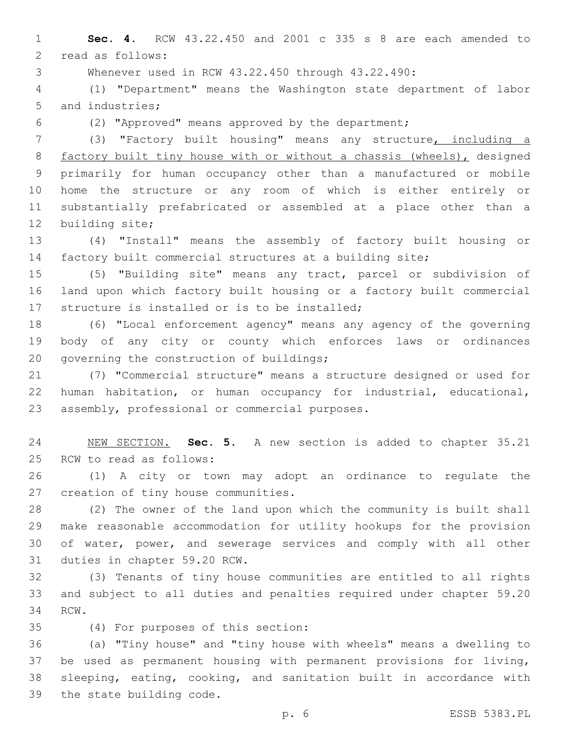**Sec. 4.** RCW 43.22.450 and 2001 c 335 s 8 are each amended to read as follows:

Whenever used in RCW 43.22.450 through 43.22.490:

(1) "Department" means the Washington state department of labor and industries;

(2) "Approved" means approved by the department;

(3) "Factory built housing" means any structure, including a factory built tiny house with or without a chassis (wheels), designed primarily for human occupancy other than a manufactured or mobile home the structure or any room of which is either entirely or substantially prefabricated or assembled at a place other than a building site;

(4) "Install" means the assembly of factory built housing or factory built commercial structures at a building site;

(5) "Building site" means any tract, parcel or subdivision of land upon which factory built housing or a factory built commercial structure is installed or is to be installed;

(6) "Local enforcement agency" means any agency of the governing body of any city or county which enforces laws or ordinances governing the construction of buildings;

(7) "Commercial structure" means a structure designed or used for human habitation, or human occupancy for industrial, educational, assembly, professional or commercial purposes.

NEW SECTION. **Sec. 5.** A new section is added to chapter 35.21 RCW to read as follows:

(1) A city or town may adopt an ordinance to regulate the creation of tiny house communities.

(2) The owner of the land upon which the community is built shall make reasonable accommodation for utility hookups for the provision of water, power, and sewerage services and comply with all other duties in chapter 59.20 RCW.

(3) Tenants of tiny house communities are entitled to all rights and subject to all duties and penalties required under chapter 59.20 RCW.

(4) For purposes of this section:

(a) "Tiny house" and "tiny house with wheels" means a dwelling to be used as permanent housing with permanent provisions for living, sleeping, eating, cooking, and sanitation built in accordance with the state building code.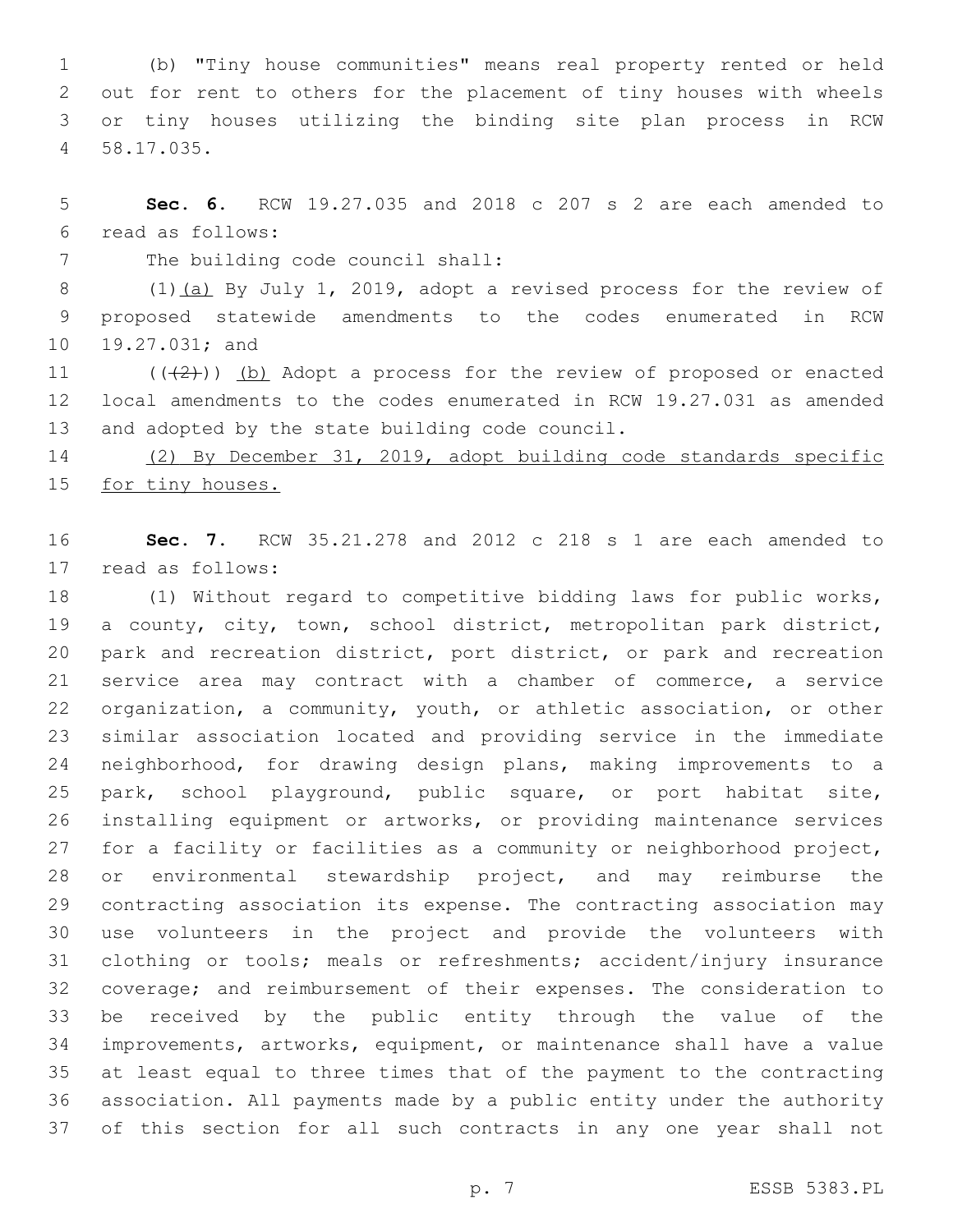(b) "Tiny house communities" means real property rented or held out for rent to others for the placement of tiny houses with wheels or tiny houses utilizing the binding site plan process in RCW 58.17.035.

**Sec. 6.** RCW 19.27.035 and 2018 c 207 s 2 are each amended to read as follows:

The building code council shall:

(1)(a) By July 1, 2019, adopt a revised process for the review of proposed statewide amendments to the codes enumerated in RCW 19.27.031; and

((~~(2)~~)) (b) Adopt a process for the review of proposed or enacted local amendments to the codes enumerated in RCW 19.27.031 as amended and adopted by the state building code council.

(2) By December 31, 2019, adopt building code standards specific for tiny houses.

**Sec. 7.** RCW 35.21.278 and 2012 c 218 s 1 are each amended to read as follows:

(1) Without regard to competitive bidding laws for public works, a county, city, town, school district, metropolitan park district, park and recreation district, port district, or park and recreation service area may contract with a chamber of commerce, a service organization, a community, youth, or athletic association, or other similar association located and providing service in the immediate neighborhood, for drawing design plans, making improvements to a park, school playground, public square, or port habitat site, installing equipment or artworks, or providing maintenance services for a facility or facilities as a community or neighborhood project, or environmental stewardship project, and may reimburse the contracting association its expense. The contracting association may use volunteers in the project and provide the volunteers with clothing or tools; meals or refreshments; accident/injury insurance coverage; and reimbursement of their expenses. The consideration to be received by the public entity through the value of the improvements, artworks, equipment, or maintenance shall have a value at least equal to three times that of the payment to the contracting association. All payments made by a public entity under the authority of this section for all such contracts in any one year shall not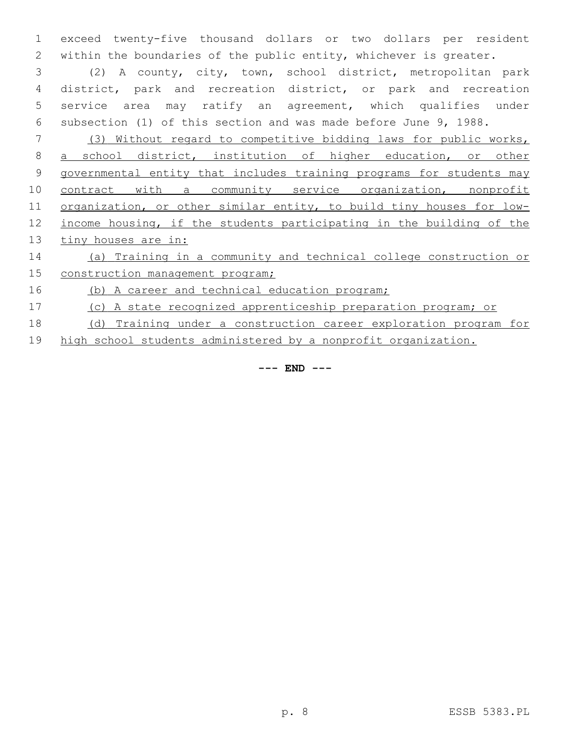exceed twenty-five thousand dollars or two dollars per resident within the boundaries of the public entity, whichever is greater.

(2) A county, city, town, school district, metropolitan park district, park and recreation district, or park and recreation service area may ratify an agreement, which qualifies under subsection (1) of this section and was made before June 9, 1988.

<u>(3) Without regard to competitive bidding laws for public works, a school district, institution of higher education, or other governmental entity that includes training programs for students may contract with a community service organization, nonprofit organization, or other similar entity, to build tiny houses for low-income housing, if the students participating in the building of the tiny houses are in:</u>

<u>(a) Training in a community and technical college construction or construction management program;</u>

<u>(b) A career and technical education program;</u>

<u>(c) A state recognized apprenticeship preparation program; or</u>

<u>(d) Training under a construction career exploration program for high school students administered by a nonprofit organization.</u>

**--- END ---**